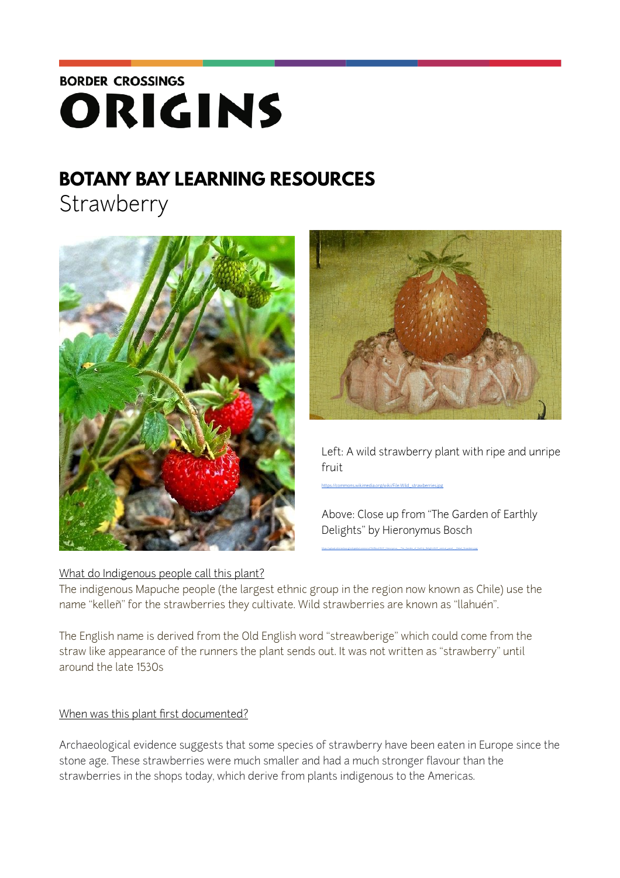BORDER CROSSINGS

# ORIGINS

## BOTANY BAY LEARNING RESOURCES

Strawberry

Left: A wild strawberry plant with ripe and unripe fruit

https://commons.wikimedia.org/wiki/File:Wild_strawberries.jpg

Above: Close up from "The Garden of Earthly Delights" by Hieronymus Bosch

### What do Indigenous people call this plant?

The indigenous Mapuche people (the largest ethnic group in the region now known as Chile) use the name "kelleñ" for the strawberries they cultivate. Wild strawberries are known as "llahuén".

The English name is derived from the Old English word "streawberige" which could come from the straw like appearance of the runners the plant sends out. It was not written as "strawberry" until around the late 1530s

### When was this plant first documented?

Archaeological evidence suggests that some species of strawberry have been eaten in Europe since the stone age. These strawberries were much smaller and had a much stronger flavour than the strawberries in the shops today, which derive from plants indigenous to the Americas.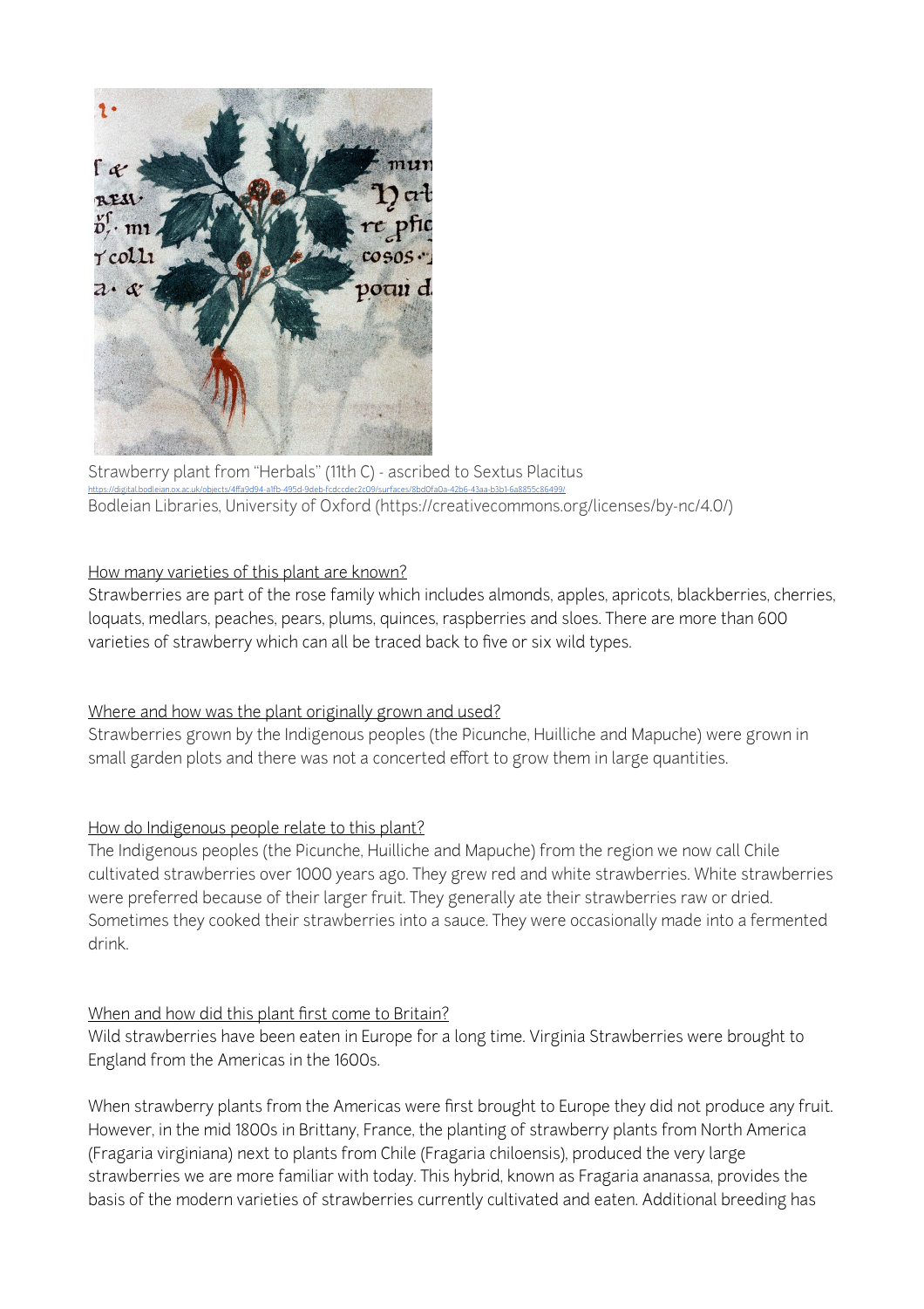Strawberry plant from "Herbals" (11th C) - ascribed to Sextus Placitus
https://digital.bodleian.ox.ac.uk/objects/4ffa9d94-a1fb-495d-9deb-fcdccdec2c09/surfaces/8bd0fa0a-42b6-43aa-b3b1-6a8855c86499/
Bodleian Libraries, University of Oxford (https://creativecommons.org/licenses/by-nc/4.0/)

## How many varieties of this plant are known?

Strawberries are part of the rose family which includes almonds, apples, apricots, blackberries, cherries, loquats, medlars, peaches, pears, plums, quinces, raspberries and sloes. There are more than 600 varieties of strawberry which can all be traced back to five or six wild types.

## Where and how was the plant originally grown and used?

Strawberries grown by the Indigenous peoples (the Picunche, Huilliche and Mapuche) were grown in small garden plots and there was not a concerted effort to grow them in large quantities.

## How do Indigenous people relate to this plant?

The Indigenous peoples (the Picunche, Huilliche and Mapuche) from the region we now call Chile cultivated strawberries over 1000 years ago. They grew red and white strawberries. White strawberries were preferred because of their larger fruit. They generally ate their strawberries raw or dried. Sometimes they cooked their strawberries into a sauce. They were occasionally made into a fermented drink.

## When and how did this plant first come to Britain?

Wild strawberries have been eaten in Europe for a long time. Virginia Strawberries were brought to England from the Americas in the 1600s.

When strawberry plants from the Americas were first brought to Europe they did not produce any fruit. However, in the mid 1800s in Brittany, France, the planting of strawberry plants from North America (Fragaria virginiana) next to plants from Chile (Fragaria chiloensis), produced the very large strawberries we are more familiar with today. This hybrid, known as Fragaria ananassa, provides the basis of the modern varieties of strawberries currently cultivated and eaten. Additional breeding has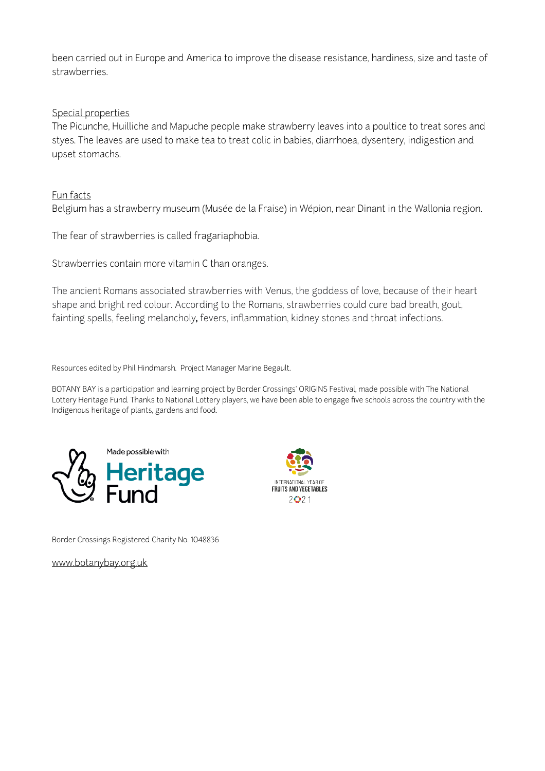been carried out in Europe and America to improve the disease resistance, hardiness, size and taste of strawberries.

Special properties

The Picunche, Huilliche and Mapuche people make strawberry leaves into a poultice to treat sores and styes. The leaves are used to make tea to treat colic in babies, diarrhoea, dysentery, indigestion and upset stomachs.

Fun facts

Belgium has a strawberry museum (Musée de la Fraise) in Wépion, near Dinant in the Wallonia region.

The fear of strawberries is called fragariaphobia.

Strawberries contain more vitamin C than oranges.

The ancient Romans associated strawberries with Venus, the goddess of love, because of their heart shape and bright red colour. According to the Romans, strawberries could cure bad breath, gout, fainting spells, feeling melancholy**,** fevers, inflammation, kidney stones and throat infections.

Resources edited by Phil Hindmarsh. Project Manager Marine Begault.

BOTANY BAY is a participation and learning project by Border Crossings' ORIGINS Festival, made possible with The National Lottery Heritage Fund. Thanks to National Lottery players, we have been able to engage five schools across the country with the Indigenous heritage of plants, gardens and food.

Made possible with Heritage Fund

INTERNATIONAL YEAR OF FRUITS AND VEGETABLES 2021

Border Crossings Registered Charity No. 1048836

www.botanybay.org.uk